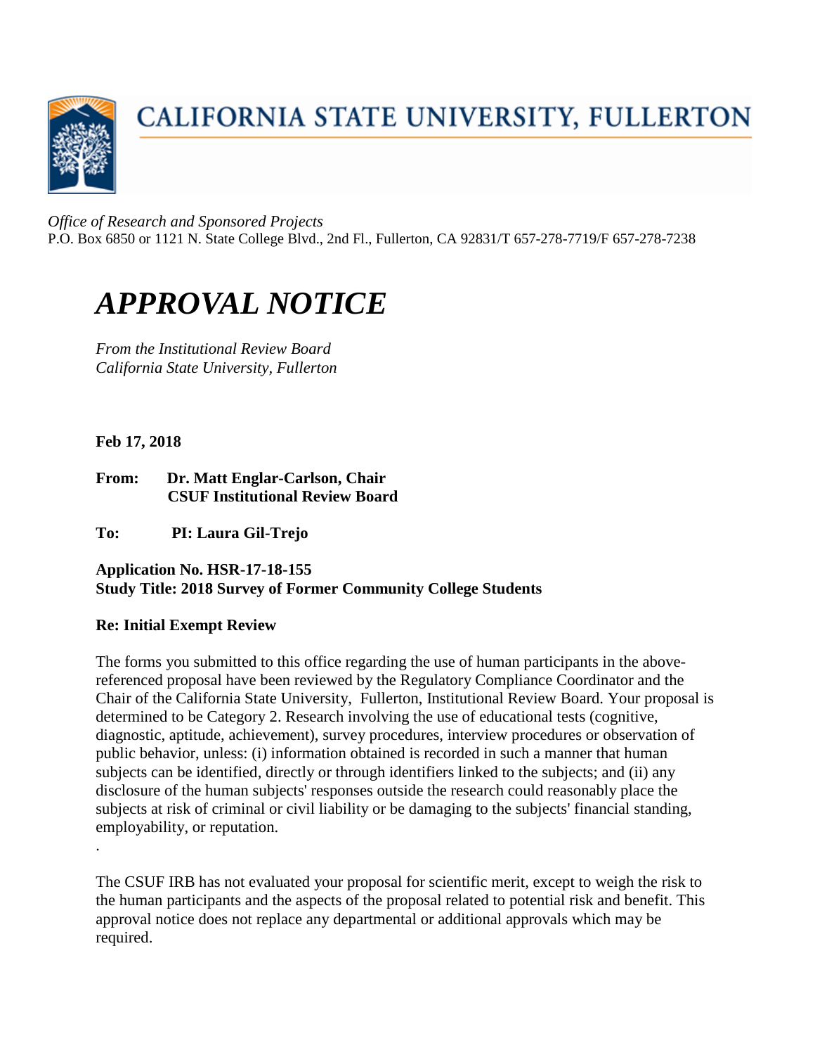# CALIFORNIA STATE UNIVERSITY, FULLERTON

*Office of Research and Sponsored Projects*
P.O. Box 6850 or 1121 N. State College Blvd., 2nd Fl., Fullerton, CA 92831/T 657-278-7719/F 657-278-7238

# *APPROVAL NOTICE*

*From the Institutional Review Board*
*California State University, Fullerton*

**Feb 17, 2018**

**From: Dr. Matt Englar-Carlson, Chair**
**CSUF Institutional Review Board**

**To: PI: Laura Gil-Trejo**

**Application No. HSR-17-18-155**
**Study Title: 2018 Survey of Former Community College Students**

**Re: Initial Exempt Review**

The forms you submitted to this office regarding the use of human participants in the above-referenced proposal have been reviewed by the Regulatory Compliance Coordinator and the Chair of the California State University, Fullerton, Institutional Review Board. Your proposal is determined to be Category 2. Research involving the use of educational tests (cognitive, diagnostic, aptitude, achievement), survey procedures, interview procedures or observation of public behavior, unless: (i) information obtained is recorded in such a manner that human subjects can be identified, directly or through identifiers linked to the subjects; and (ii) any disclosure of the human subjects' responses outside the research could reasonably place the subjects at risk of criminal or civil liability or be damaging to the subjects' financial standing, employability, or reputation.

.

The CSUF IRB has not evaluated your proposal for scientific merit, except to weigh the risk to the human participants and the aspects of the proposal related to potential risk and benefit. This approval notice does not replace any departmental or additional approvals which may be required.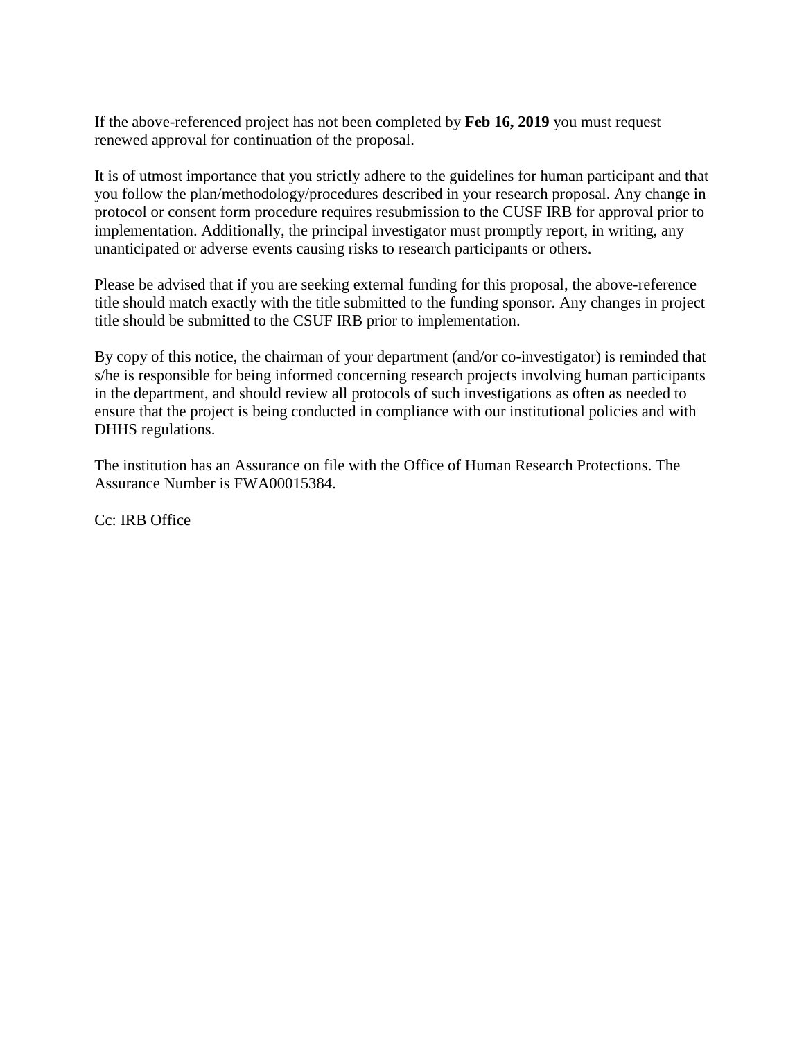If the above-referenced project has not been completed by **Feb 16, 2019** you must request renewed approval for continuation of the proposal.

It is of utmost importance that you strictly adhere to the guidelines for human participant and that you follow the plan/methodology/procedures described in your research proposal. Any change in protocol or consent form procedure requires resubmission to the CUSF IRB for approval prior to implementation. Additionally, the principal investigator must promptly report, in writing, any unanticipated or adverse events causing risks to research participants or others.

Please be advised that if you are seeking external funding for this proposal, the above-reference title should match exactly with the title submitted to the funding sponsor. Any changes in project title should be submitted to the CSUF IRB prior to implementation.

By copy of this notice, the chairman of your department (and/or co-investigator) is reminded that s/he is responsible for being informed concerning research projects involving human participants in the department, and should review all protocols of such investigations as often as needed to ensure that the project is being conducted in compliance with our institutional policies and with DHHS regulations.

The institution has an Assurance on file with the Office of Human Research Protections. The Assurance Number is FWA00015384.

Cc: IRB Office